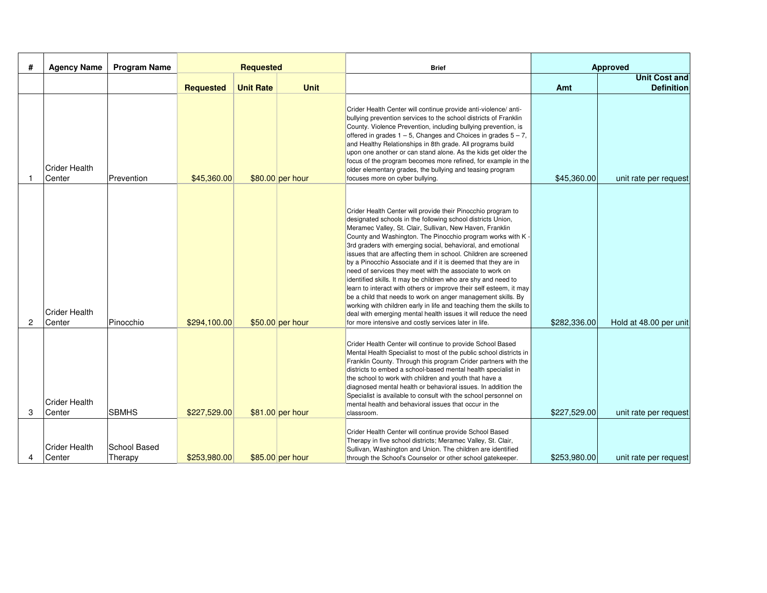| # | Agency Name | Program Name | Requested | | | Brief | Approved | |
|---|---|---|---|---|---|---|---|---|
| | | | Requested | Unit Rate | Unit | | Amt | Unit Cost and Definition |
| 1 | Crider Health Center | Prevention | $45,360.00 | $80.00 | per hour | Crider Health Center will continue provide anti-violence/ anti-bullying prevention services to the school districts of Franklin County. Violence Prevention, including bullying prevention, is offered in grades 1 – 5, Changes and Choices in grades 5 – 7, and Healthy Relationships in 8th grade. All programs build upon one another or can stand alone. As the kids get older the focus of the program becomes more refined, for example in the older elementary grades, the bullying and teasing program focuses more on cyber bullying. | $45,360.00 | unit rate per request |
| 2 | Crider Health Center | Pinocchio | $294,100.00 | $50.00 | per hour | Crider Health Center will provide their Pinocchio program to designated schools in the following school districts Union, Meramec Valley, St. Clair, Sullivan, New Haven, Franklin County and Washington. The Pinocchio program works with K - 3rd graders with emerging social, behavioral, and emotional issues that are affecting them in school. Children are screened by a Pinocchio Associate and if it is deemed that they are in need of services they meet with the associate to work on identified skills. It may be children who are shy and need to learn to interact with others or improve their self esteem, it may be a child that needs to work on anger management skills. By working with children early in life and teaching them the skills to deal with emerging mental health issues it will reduce the need for more intensive and costly services later in life. | $282,336.00 | Hold at 48.00 per unit |
| 3 | Crider Health Center | SBMHS | $227,529.00 | $81.00 | per hour | Crider Health Center will continue to provide School Based Mental Health Specialist to most of the public school districts in Franklin County. Through this program Crider partners with the districts to embed a school-based mental health specialist in the school to work with children and youth that have a diagnosed mental health or behavioral issues. In addition the Specialist is available to consult with the school personnel on mental health and behavioral issues that occur in the classroom. | $227,529.00 | unit rate per request |
| 4 | Crider Health Center | School Based Therapy | $253,980.00 | $85.00 | per hour | Crider Health Center will continue provide School Based Therapy in five school districts; Meramec Valley, St. Clair, Sullivan, Washington and Union. The children are identified through the School's Counselor or other school gatekeeper. | $253,980.00 | unit rate per request |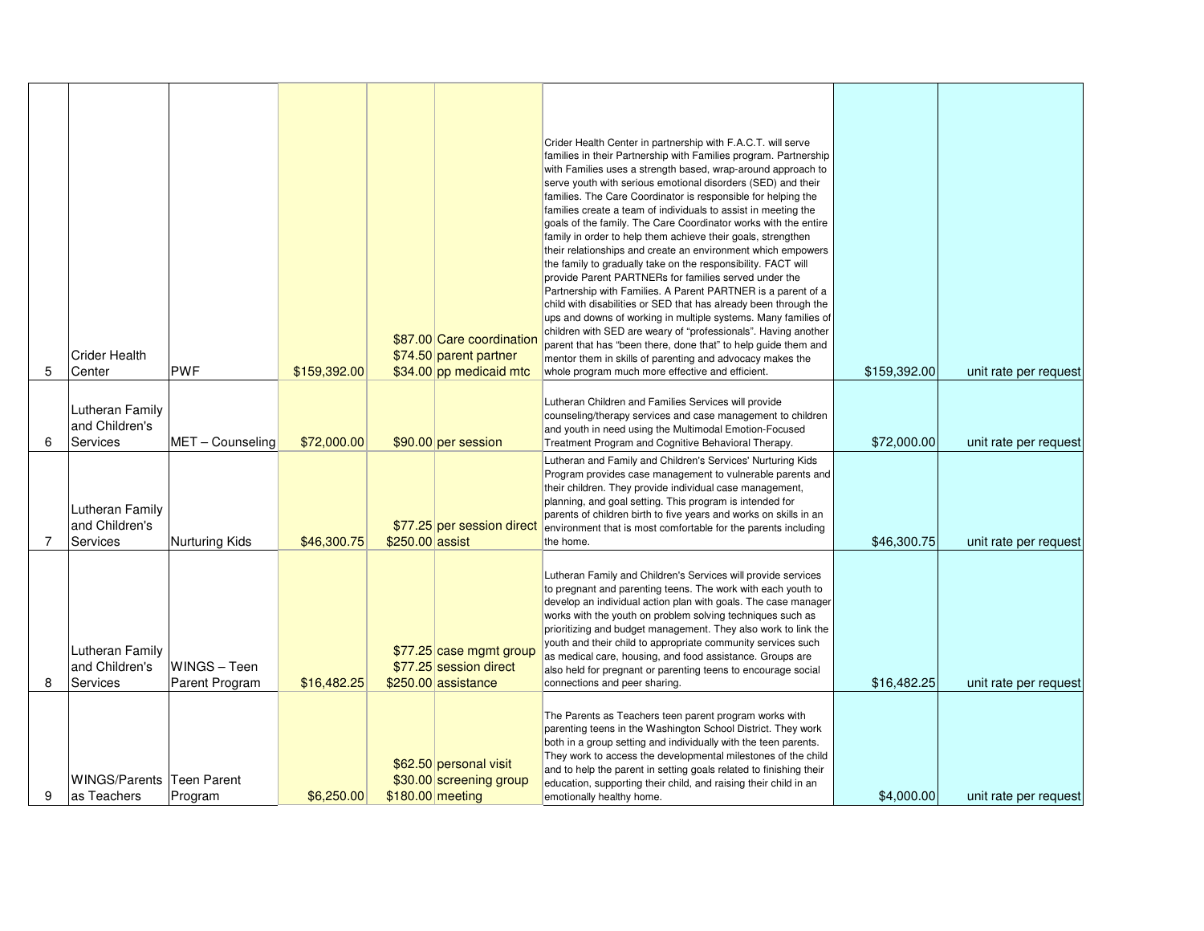| | | | | | | | | |
|---|---|---|---|---|---|---|---|---|
| 5 | Crider Health Center | PWF | $159,392.00 | $87.00<br>$74.50<br>$34.00 | Care coordination<br>parent partner<br>pp medicaid mtc | Crider Health Center in partnership with F.A.C.T. will serve families in their Partnership with Families program. Partnership with Families uses a strength based, wrap-around approach to serve youth with serious emotional disorders (SED) and their families. The Care Coordinator is responsible for helping the families create a team of individuals to assist in meeting the goals of the family. The Care Coordinator works with the entire family in order to help them achieve their goals, strengthen their relationships and create an environment which empowers the family to gradually take on the responsibility. FACT will provide Parent PARTNERs for families served under the Partnership with Families. A Parent PARTNER is a parent of a child with disabilities or SED that has already been through the ups and downs of working in multiple systems. Many families of children with SED are weary of "professionals". Having another parent that has "been there, done that" to help guide them and mentor them in skills of parenting and advocacy makes the whole program much more effective and efficient. | $159,392.00 | unit rate per request |
| 6 | Lutheran Family and Children's Services | MET – Counseling | $72,000.00 | $90.00 | per session | Lutheran Children and Families Services will provide counseling/therapy services and case management to children and youth in need using the Multimodal Emotion-Focused Treatment Program and Cognitive Behavioral Therapy. | $72,000.00 | unit rate per request |
| 7 | Lutheran Family and Children's Services | Nurturing Kids | $46,300.75 | $77.25<br>$250.00 | per session direct<br>assist | Lutheran and Family and Children's Services' Nurturing Kids Program provides case management to vulnerable parents and their children. They provide individual case management, planning, and goal setting. This program is intended for parents of children birth to five years and works on skills in an environment that is most comfortable for the parents including the home. | $46,300.75 | unit rate per request |
| 8 | Lutheran Family and Children's Services | WINGS – Teen Parent Program | $16,482.25 | $77.25<br>$77.25<br>$250.00 | case mgmt group<br>session direct<br>assistance | Lutheran Family and Children's Services will provide services to pregnant and parenting teens. The work with each youth to develop an individual action plan with goals. The case manager works with the youth on problem solving techniques such as prioritizing and budget management. They also work to link the youth and their child to appropriate community services such as medical care, housing, and food assistance. Groups are also held for pregnant or parenting teens to encourage social connections and peer sharing. | $16,482.25 | unit rate per request |
| 9 | WINGS/Parents as Teachers | Teen Parent Program | $6,250.00 | $62.50<br>$30.00<br>$180.00 | personal visit<br>screening group<br>meeting | The Parents as Teachers teen parent program works with parenting teens in the Washington School District. They work both in a group setting and individually with the teen parents. They work to access the developmental milestones of the child and to help the parent in setting goals related to finishing their education, supporting their child, and raising their child in an emotionally healthy home. | $4,000.00 | unit rate per request |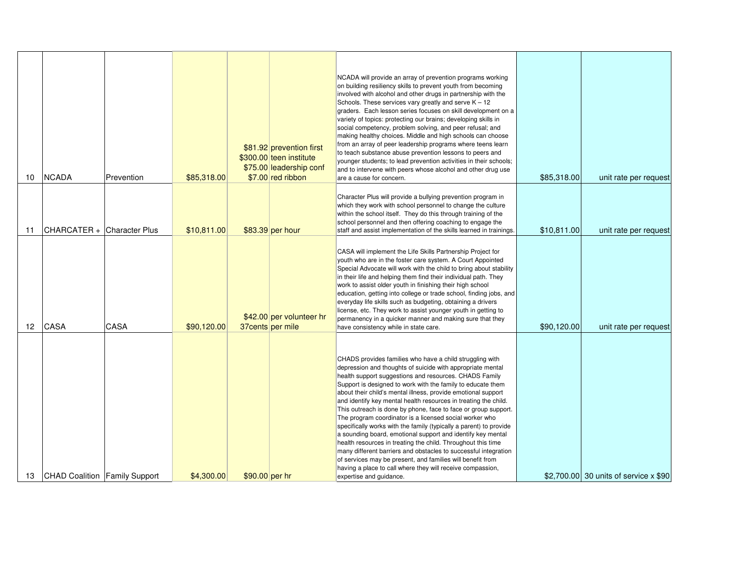| | | | | | | | | |
|---|---|---|---|---|---|---|---|---|
| 10 | NCADA | Prevention | $85,318.00 | $81.92<br>$300.00<br>$75.00<br>$7.00 | prevention first<br>teen institute<br>leadership conf<br>red ribbon | NCADA will provide an array of prevention programs working on building resiliency skills to prevent youth from becoming involved with alcohol and other drugs in partnership with the Schools. These services vary greatly and serve K – 12 graders. Each lesson series focuses on skill development on a variety of topics: protecting our brains; developing skills in social competency, problem solving, and peer refusal; and making healthy choices. Middle and high schools can choose from an array of peer leadership programs where teens learn to teach substance abuse prevention lessons to peers and younger students; to lead prevention activities in their schools; and to intervene with peers whose alcohol and other drug use are a cause for concern. | $85,318.00 | unit rate per request |
| 11 | CHARCATER + | Character Plus | $10,811.00 | $83.39 | per hour | Character Plus will provide a bullying prevention program in which they work with school personnel to change the culture within the school itself. They do this through training of the school personnel and then offering coaching to engage the staff and assist implementation of the skills learned in trainings. | $10,811.00 | unit rate per request |
| 12 | CASA | CASA | $90,120.00 | $42.00<br>37cents | per volunteer hr<br>per mile | CASA will implement the Life Skills Partnership Project for youth who are in the foster care system. A Court Appointed Special Advocate will work with the child to bring about stability in their life and helping them find their individual path. They work to assist older youth in finishing their high school education, getting into college or trade school, finding jobs, and everyday life skills such as budgeting, obtaining a drivers license, etc. They work to assist younger youth in getting to permanency in a quicker manner and making sure that they have consistency while in state care. | $90,120.00 | unit rate per request |
| 13 | CHAD Coalition | Family Support | $4,300.00 | $90.00 | per hr | CHADS provides families who have a child struggling with depression and thoughts of suicide with appropriate mental health support suggestions and resources. CHADS Family Support is designed to work with the family to educate them about their child's mental illness, provide emotional support and identify key mental health resources in treating the child. This outreach is done by phone, face to face or group support. The program coordinator is a licensed social worker who specifically works with the family (typically a parent) to provide a sounding board, emotional support and identify key mental health resources in treating the child. Throughout this time many different barriers and obstacles to successful integration of services may be present, and families will benefit from having a place to call where they will receive compassion, expertise and guidance. | $2,700.00 | 30 units of service x $90 |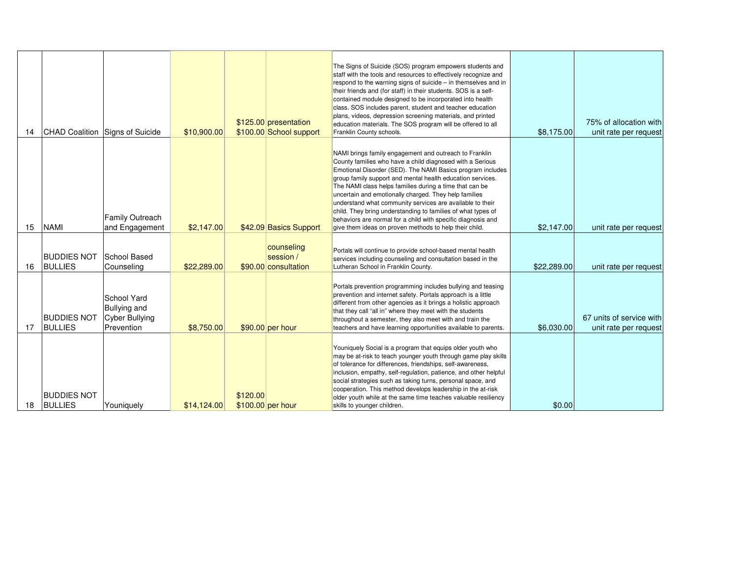| | | | | | | | | |
|---|---|---|---|---|---|---|---|---|
| 14 | CHAD Coalition | Signs of Suicide | $10,900.00 | $125.00<br>$100.00 | presentation<br>School support | The Signs of Suicide (SOS) program empowers students and staff with the tools and resources to effectively recognize and respond to the warning signs of suicide – in themselves and in their friends and (for staff) in their students. SOS is a self-contained module designed to be incorporated into health class. SOS includes parent, student and teacher education plans, videos, depression screening materials, and printed education materials. The SOS program will be offered to all Franklin County schools. | $8,175.00 | 75% of allocation with unit rate per request |
| 15 | NAMI | Family Outreach and Engagement | $2,147.00 | $42.09 | Basics Support | NAMI brings family engagement and outreach to Franklin County families who have a child diagnosed with a Serious Emotional Disorder (SED). The NAMI Basics program includes group family support and mental health education services. The NAMI class helps families during a time that can be uncertain and emotionally charged. They help families understand what community services are available to their child. They bring understanding to families of what types of behaviors are normal for a child with specific diagnosis and give them ideas on proven methods to help their child. | $2,147.00 | unit rate per request |
| 16 | BUDDIES NOT BULLIES | School Based Counseling | $22,289.00 | $90.00 | counseling session / consultation | Portals will continue to provide school-based mental health services including counseling and consultation based in the Lutheran School in Franklin County. | $22,289.00 | unit rate per request |
| 17 | BUDDIES NOT BULLIES | School Yard Bullying and Cyber Bullying Prevention | $8,750.00 | $90.00 | per hour | Portals prevention programming includes bullying and teasing prevention and internet safety. Portals approach is a little different from other agencies as it brings a holistic approach that they call "all in" where they meet with the students throughout a semester, they also meet with and train the teachers and have learning opportunities available to parents. | $6,030.00 | 67 units of service with unit rate per request |
| 18 | BUDDIES NOT BULLIES | Youniquely | $14,124.00 | $120.00<br>$100.00 | per hour | Youniquely Social is a program that equips older youth who may be at-risk to teach younger youth through game play skills of tolerance for differences, friendships, self-awareness, inclusion, empathy, self-regulation, patience, and other helpful social strategies such as taking turns, personal space, and cooperation. This method develops leadership in the at-risk older youth while at the same time teaches valuable resiliency skills to younger children. | $0.00 | |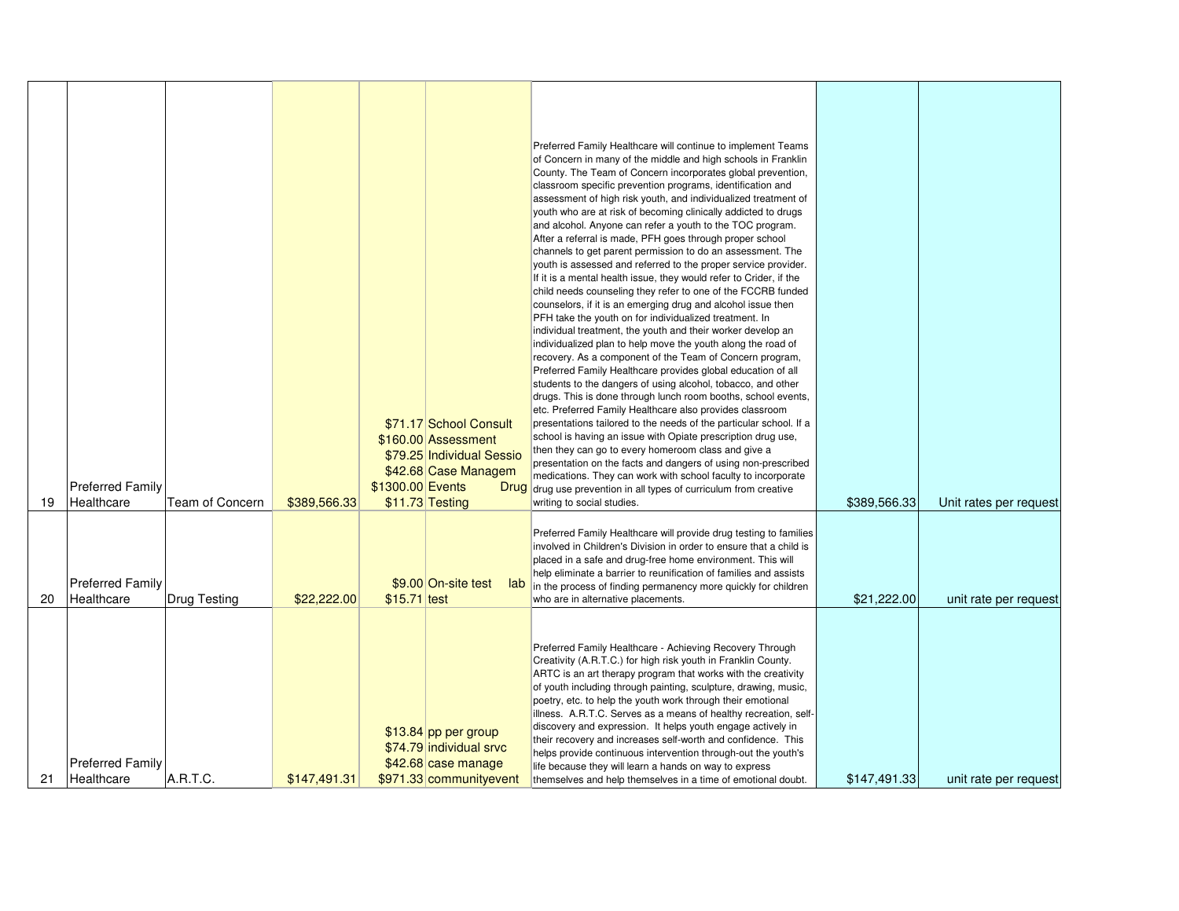| | | | | | | | | |
|---|---|---|---|---|---|---|---|---|
| 19 | Preferred Family Healthcare | Team of Concern | $389,566.33 | $71.17<br>$160.00<br>$79.25<br>$42.68<br>$1300.00<br>$11.73 | School Consult<br>Assessment<br>Individual Sessio<br>Case Managem<br>Events Drug<br>Testing | Preferred Family Healthcare will continue to implement Teams of Concern in many of the middle and high schools in Franklin County. The Team of Concern incorporates global prevention, classroom specific prevention programs, identification and assessment of high risk youth, and individualized treatment of youth who are at risk of becoming clinically addicted to drugs and alcohol. Anyone can refer a youth to the TOC program. After a referral is made, PFH goes through proper school channels to get parent permission to do an assessment. The youth is assessed and referred to the proper service provider. If it is a mental health issue, they would refer to Crider, if the child needs counseling they refer to one of the FCCRB funded counselors, if it is an emerging drug and alcohol issue then PFH take the youth on for individualized treatment. In individual treatment, the youth and their worker develop an individualized plan to help move the youth along the road of recovery. As a component of the Team of Concern program, Preferred Family Healthcare provides global education of all students to the dangers of using alcohol, tobacco, and other drugs. This is done through lunch room booths, school events, etc. Preferred Family Healthcare also provides classroom presentations tailored to the needs of the particular school. If a school is having an issue with Opiate prescription drug use, then they can go to every homeroom class and give a presentation on the facts and dangers of using non-prescribed medications. They can work with school faculty to incorporate drug use prevention in all types of curriculum from creative writing to social studies. | $389,566.33 | Unit rates per request |
| 20 | Preferred Family Healthcare | Drug Testing | $22,222.00 | $9.00<br>$15.71 | On-site test lab<br>test | Preferred Family Healthcare will provide drug testing to families involved in Children's Division in order to ensure that a child is placed in a safe and drug-free home environment. This will help eliminate a barrier to reunification of families and assists in the process of finding permanency more quickly for children who are in alternative placements. | $21,222.00 | unit rate per request |
| 21 | Preferred Family Healthcare | A.R.T.C. | $147,491.31 | $13.84<br>$74.79<br>$42.68<br>$971.33 | pp per group<br>individual srvc<br>case manage<br>communityevent | Preferred Family Healthcare - Achieving Recovery Through Creativity (A.R.T.C.) for high risk youth in Franklin County. ARTC is an art therapy program that works with the creativity of youth including through painting, sculpture, drawing, music, poetry, etc. to help the youth work through their emotional illness. A.R.T.C. Serves as a means of healthy recreation, self-discovery and expression. It helps youth engage actively in their recovery and increases self-worth and confidence. This helps provide continuous intervention through-out the youth's life because they will learn a hands on way to express themselves and help themselves in a time of emotional doubt. | $147,491.33 | unit rate per request |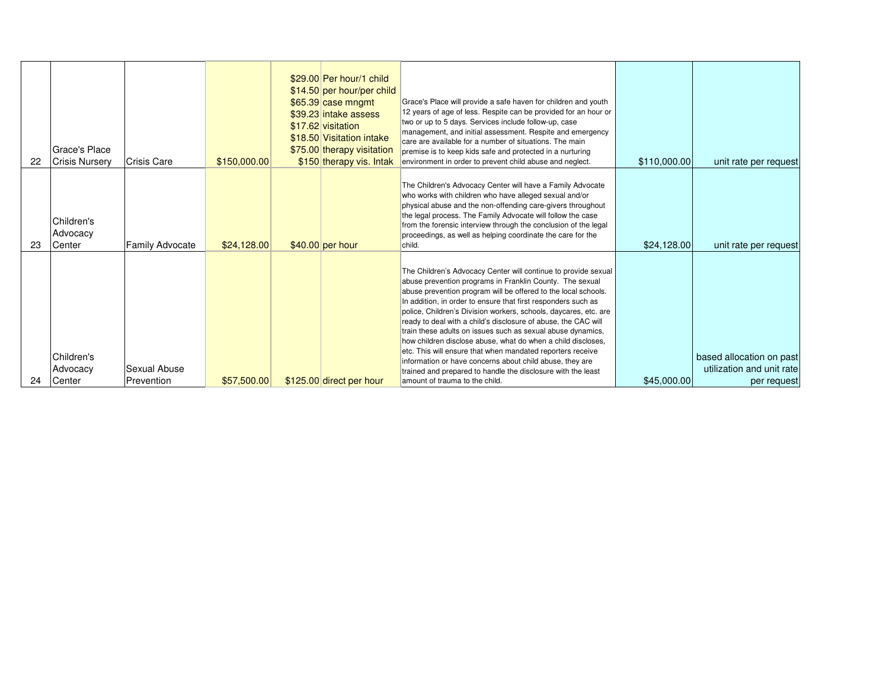| | | | | | | | | |
|---|---|---|---|---|---|---|---|---|
| 22 | Grace's Place Crisis Nursery | Crisis Care | $150,000.00 | $29.00<br>$14.50<br>$65.39<br>$39.23<br>$17.62<br>$18.50<br>$75.00<br>$150 | Per hour/1 child<br>per hour/per child<br>case mngmt<br>intake assess<br>visitation<br>Visitation intake<br>therapy visitation<br>therapy vis. Intak | Grace's Place will provide a safe haven for children and youth 12 years of age of less. Respite can be provided for an hour or two or up to 5 days. Services include follow-up, case management, and initial assessment. Respite and emergency care are available for a number of situations. The main premise is to keep kids safe and protected in a nurturing environment in order to prevent child abuse and neglect. | $110,000.00 | unit rate per request |
| 23 | Children's Advocacy Center | Family Advocate | $24,128.00 | $40.00 | per hour | The Children's Advocacy Center will have a Family Advocate who works with children who have alleged sexual and/or physical abuse and the non-offending care-givers throughout the legal process. The Family Advocate will follow the case from the forensic interview through the conclusion of the legal proceedings, as well as helping coordinate the care for the child. | $24,128.00 | unit rate per request |
| 24 | Children's Advocacy Center | Sexual Abuse Prevention | $57,500.00 | $125.00 | direct per hour | The Children's Advocacy Center will continue to provide sexual abuse prevention programs in Franklin County. The sexual abuse prevention program will be offered to the local schools. In addition, in order to ensure that first responders such as police, Children's Division workers, schools, daycares, etc. are ready to deal with a child's disclosure of abuse, the CAC will train these adults on issues such as sexual abuse dynamics, how children disclose abuse, what do when a child discloses, etc. This will ensure that when mandated reporters receive information or have concerns about child abuse, they are trained and prepared to handle the disclosure with the least amount of trauma to the child. | $45,000.00 | based allocation on past utilization and unit rate per request |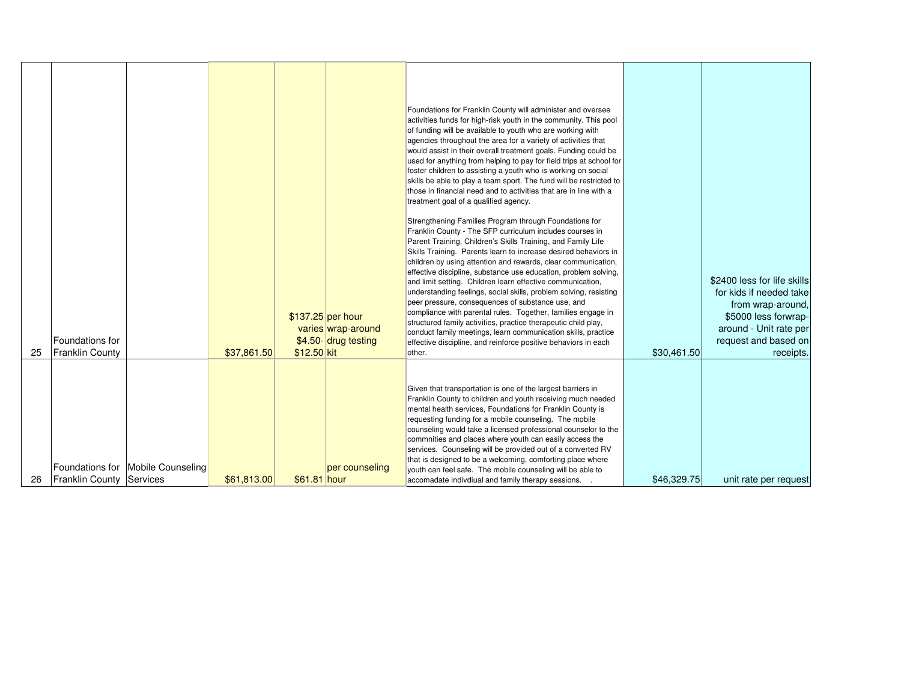| | | | | | | | | |
|---|---|---|---|---|---|---|---|---|
| 25 | Foundations for Franklin County | | $37,861.50 | $137.25<br>varies<br>$4.50-<br>$12.50 | per hour<br>wrap-around<br>drug testing<br>kit | Foundations for Franklin County will administer and oversee activities funds for high-risk youth in the community. This pool of funding will be available to youth who are working with agencies throughout the area for a variety of activities that would assist in their overall treatment goals. Funding could be used for anything from helping to pay for field trips at school for foster children to assisting a youth who is working on social skills be able to play a team sport. The fund will be restricted to those in financial need and to activities that are in line with a treatment goal of a qualified agency.<br><br>Strengthening Families Program through Foundations for Franklin County - The SFP curriculum includes courses in Parent Training, Children's Skills Training, and Family Life Skills Training. Parents learn to increase desired behaviors in children by using attention and rewards, clear communication, effective discipline, substance use education, problem solving, and limit setting. Children learn effective communication, understanding feelings, social skills, problem solving, resisting peer pressure, consequences of substance use, and compliance with parental rules. Together, families engage in structured family activities, practice therapeutic child play, conduct family meetings, learn communication skills, practice effective discipline, and reinforce positive behaviors in each other. | $30,461.50 | $2400 less for life skills for kids if needed take from wrap-around, $5000 less forwrap-around - Unit rate per request and based on receipts. |
| 26 | Foundations for Franklin County | Mobile Counseling Services | $61,813.00 | $61.81 | per counseling hour | Given that transportation is one of the largest barriers in Franklin County to children and youth receiving much needed mental health services, Foundations for Franklin County is requesting funding for a mobile counseling. The mobile counseling would take a licensed professional counselor to the commnities and places where youth can easily access the services. Counseling will be provided out of a converted RV that is designed to be a welcoming, comforting place where youth can feel safe. The mobile counseling will be able to accomadate indivdiual and family therapy sessions. . | $46,329.75 | unit rate per request |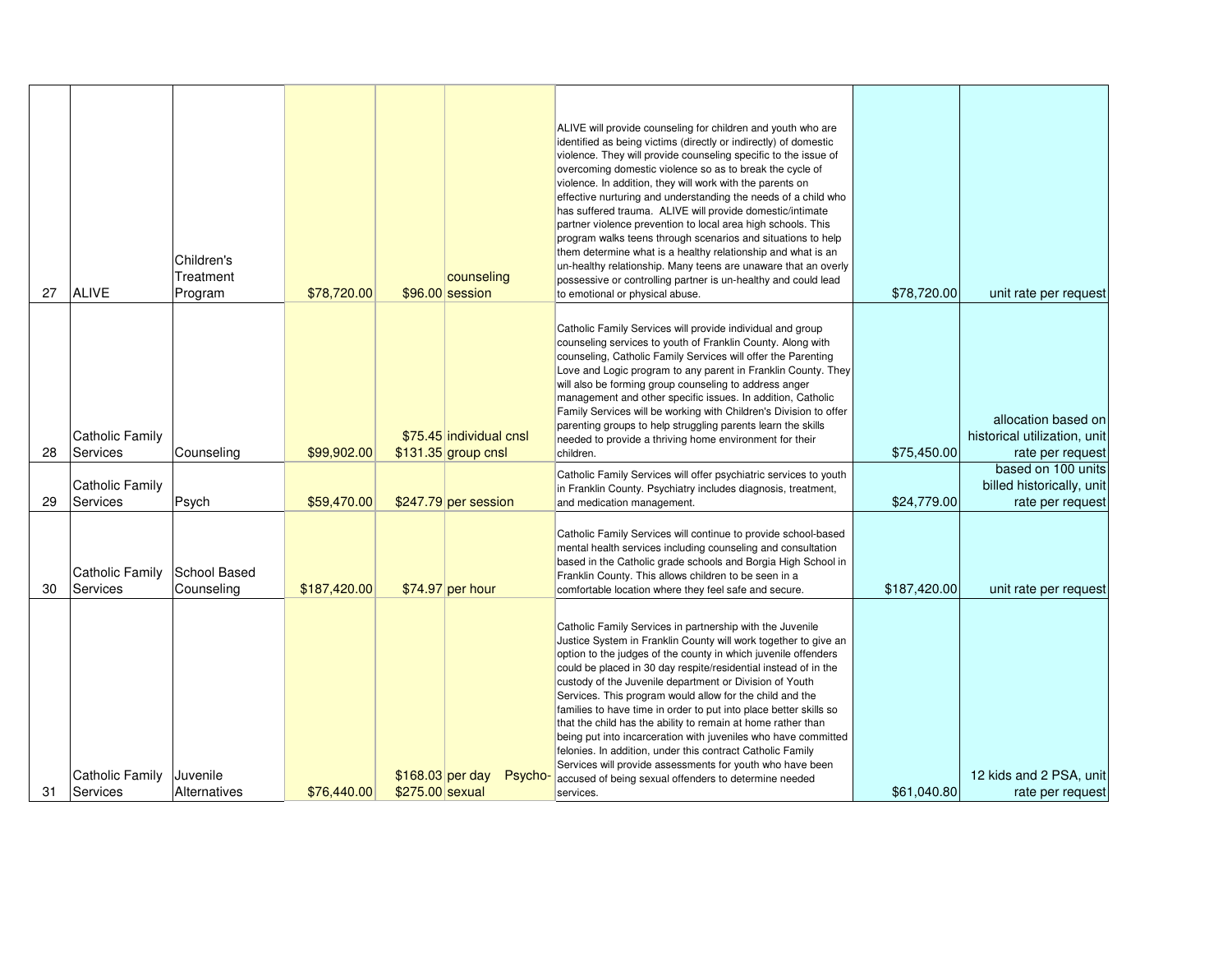| | | | | | | | | |
|---|---|---|---|---|---|---|---|---|
| 27 | ALIVE | Children's Treatment Program | $78,720.00 | $96.00 | counseling session | ALIVE will provide counseling for children and youth who are identified as being victims (directly or indirectly) of domestic violence. They will provide counseling specific to the issue of overcoming domestic violence so as to break the cycle of violence. In addition, they will work with the parents on effective nurturing and understanding the needs of a child who has suffered trauma. ALIVE will provide domestic/intimate partner violence prevention to local area high schools. This program walks teens through scenarios and situations to help them determine what is a healthy relationship and what is an un-healthy relationship. Many teens are unaware that an overly possessive or controlling partner is un-healthy and could lead to emotional or physical abuse. | $78,720.00 | unit rate per request |
| 28 | Catholic Family Services | Counseling | $99,902.00 | $75.45<br>$131.35 | individual cnsl<br>group cnsl | Catholic Family Services will provide individual and group counseling services to youth of Franklin County. Along with counseling, Catholic Family Services will offer the Parenting Love and Logic program to any parent in Franklin County. They will also be forming group counseling to address anger management and other specific issues. In addition, Catholic Family Services will be working with Children's Division to offer parenting groups to help struggling parents learn the skills needed to provide a thriving home environment for their children. | $75,450.00 | allocation based on historical utilization, unit rate per request |
| 29 | Catholic Family Services | Psych | $59,470.00 | $247.79 | per session | Catholic Family Services will offer psychiatric services to youth in Franklin County. Psychiatry includes diagnosis, treatment, and medication management. | $24,779.00 | based on 100 units billed historically, unit rate per request |
| 30 | Catholic Family Services | School Based Counseling | $187,420.00 | $74.97 | per hour | Catholic Family Services will continue to provide school-based mental health services including counseling and consultation based in the Catholic grade schools and Borgia High School in Franklin County. This allows children to be seen in a comfortable location where they feel safe and secure. | $187,420.00 | unit rate per request |
| 31 | Catholic Family Services | Juvenile Alternatives | $76,440.00 | $168.03<br>$275.00 | per day<br>Psycho-sexual | Catholic Family Services in partnership with the Juvenile Justice System in Franklin County will work together to give an option to the judges of the county in which juvenile offenders could be placed in 30 day respite/residential instead of in the custody of the Juvenile department or Division of Youth Services. This program would allow for the child and the families to have time in order to put into place better skills so that the child has the ability to remain at home rather than being put into incarceration with juveniles who have committed felonies. In addition, under this contract Catholic Family Services will provide assessments for youth who have been accused of being sexual offenders to determine needed services. | $61,040.80 | 12 kids and 2 PSA, unit rate per request |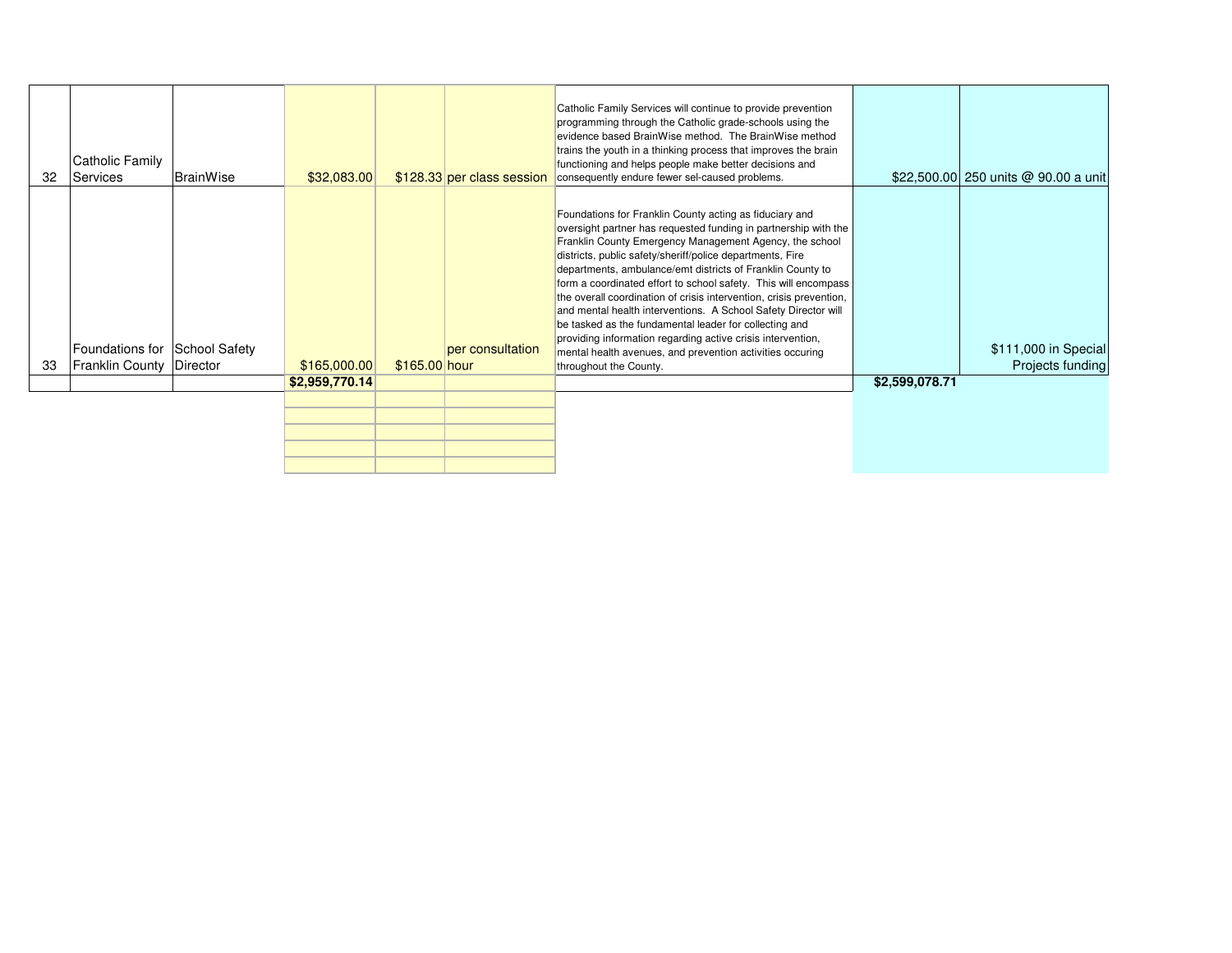| | | | | | | | | |
|---|---|---|---|---|---|---|---|---|
| 32 | Catholic Family Services | BrainWise | $32,083.00 | $128.33 | per class session | Catholic Family Services will continue to provide prevention programming through the Catholic grade-schools using the evidence based BrainWise method. The BrainWise method trains the youth in a thinking process that improves the brain functioning and helps people make better decisions and consequently endure fewer sel-caused problems. | $22,500.00 | 250 units @ 90.00 a unit |
| 33 | Foundations for Franklin County | School Safety Director | $165,000.00 | $165.00 | per consultation hour | Foundations for Franklin County acting as fiduciary and oversight partner has requested funding in partnership with the Franklin County Emergency Management Agency, the school districts, public safety/sheriff/police departments, Fire departments, ambulance/emt districts of Franklin County to form a coordinated effort to school safety. This will encompass the overall coordination of crisis intervention, crisis prevention, and mental health interventions. A School Safety Director will be tasked as the fundamental leader for collecting and providing information regarding active crisis intervention, mental health avenues, and prevention activities occuring throughout the County. | | $111,000 in Special Projects funding |
| | | | **$2,959,770.14** | | | | **$2,599,078.71** | |